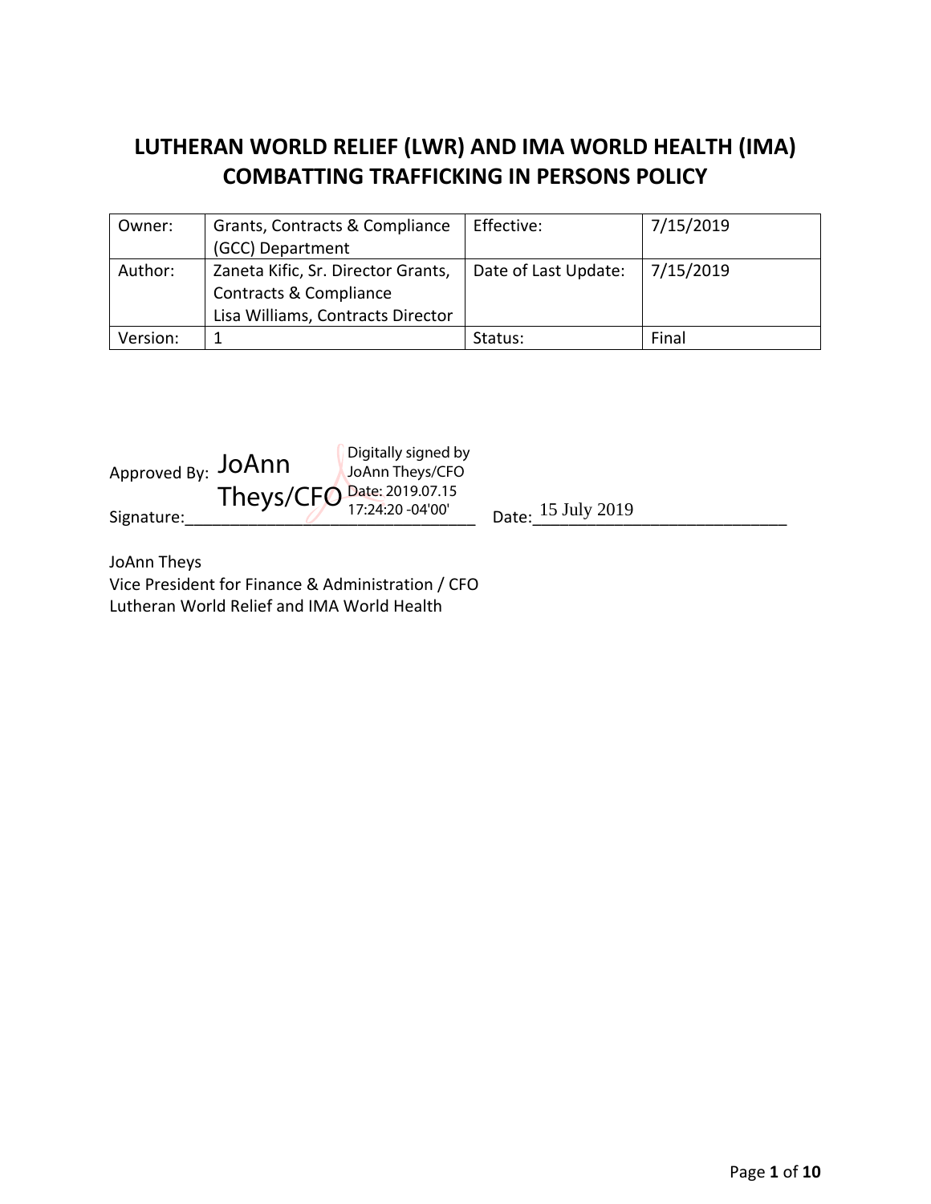# LUTHERAN WORLD RELIEF (LWR) AND IMA WORLD HEALTH (IMA) COMBATTING TRAFFICKING IN PERSONS POLICY

| Owner: | Grants, Contracts & Compliance (GCC) Department | Effective: | 7/15/2019 |
|---|---|---|---|
| Author: | Zaneta Kific, Sr. Director Grants, Contracts & Compliance<br>Lisa Williams, Contracts Director | Date of Last Update: | 7/15/2019 |
| Version: | 1 | Status: | Final |

Approved By: JoAnn Theys/CFO — Digitally signed by JoAnn Theys/CFO Date: 2019.07.15 17:24:20 -04'00'

Signature:________________________________ Date: 15 July 2019

JoAnn Theys
Vice President for Finance & Administration / CFO
Lutheran World Relief and IMA World Health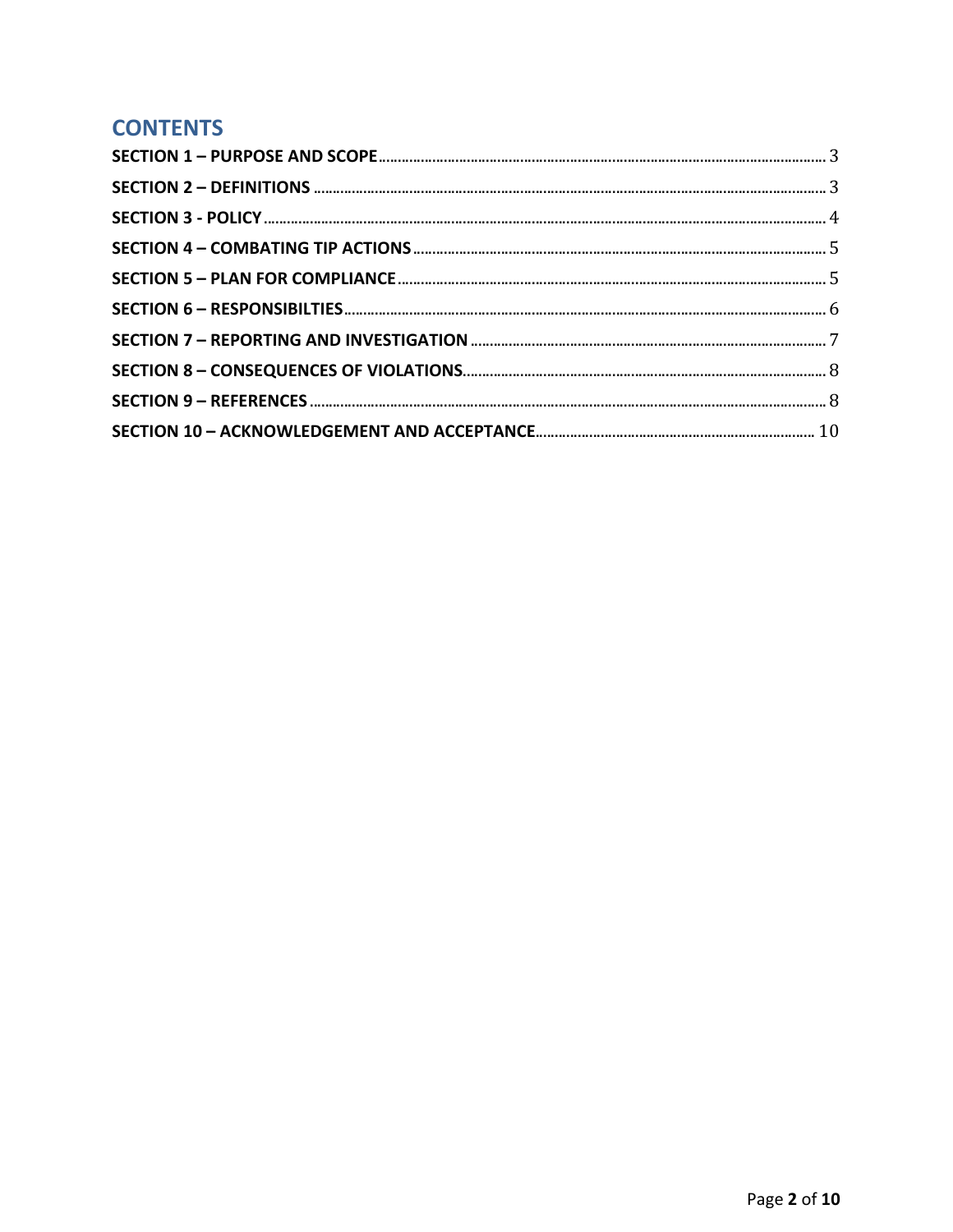## CONTENTS

SECTION 1 – PURPOSE AND SCOPE ........ 3
SECTION 2 – DEFINITIONS ........ 3
SECTION 3 - POLICY ........ 4
SECTION 4 – COMBATING TIP ACTIONS ........ 5
SECTION 5 – PLAN FOR COMPLIANCE ........ 5
SECTION 6 – RESPONSIBILTIES ........ 6
SECTION 7 – REPORTING AND INVESTIGATION ........ 7
SECTION 8 – CONSEQUENCES OF VIOLATIONS ........ 8
SECTION 9 – REFERENCES ........ 8
SECTION 10 – ACKNOWLEDGEMENT AND ACCEPTANCE ........ 10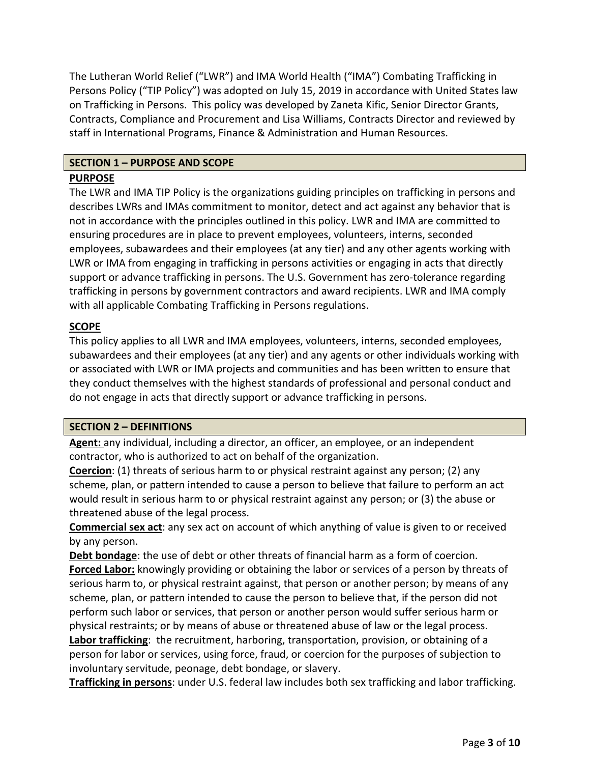The Lutheran World Relief ("LWR") and IMA World Health ("IMA") Combating Trafficking in Persons Policy ("TIP Policy") was adopted on July 15, 2019 in accordance with United States law on Trafficking in Persons. This policy was developed by Zaneta Kific, Senior Director Grants, Contracts, Compliance and Procurement and Lisa Williams, Contracts Director and reviewed by staff in International Programs, Finance & Administration and Human Resources.

## SECTION 1 – PURPOSE AND SCOPE

### PURPOSE

The LWR and IMA TIP Policy is the organizations guiding principles on trafficking in persons and describes LWRs and IMAs commitment to monitor, detect and act against any behavior that is not in accordance with the principles outlined in this policy. LWR and IMA are committed to ensuring procedures are in place to prevent employees, volunteers, interns, seconded employees, subawardees and their employees (at any tier) and any other agents working with LWR or IMA from engaging in trafficking in persons activities or engaging in acts that directly support or advance trafficking in persons. The U.S. Government has zero-tolerance regarding trafficking in persons by government contractors and award recipients. LWR and IMA comply with all applicable Combating Trafficking in Persons regulations.

### SCOPE

This policy applies to all LWR and IMA employees, volunteers, interns, seconded employees, subawardees and their employees (at any tier) and any agents or other individuals working with or associated with LWR or IMA projects and communities and has been written to ensure that they conduct themselves with the highest standards of professional and personal conduct and do not engage in acts that directly support or advance trafficking in persons.

## SECTION 2 – DEFINITIONS

**Agent:** any individual, including a director, an officer, an employee, or an independent contractor, who is authorized to act on behalf of the organization.

**Coercion**: (1) threats of serious harm to or physical restraint against any person; (2) any scheme, plan, or pattern intended to cause a person to believe that failure to perform an act would result in serious harm to or physical restraint against any person; or (3) the abuse or threatened abuse of the legal process.

**Commercial sex act**: any sex act on account of which anything of value is given to or received by any person.

**Debt bondage**: the use of debt or other threats of financial harm as a form of coercion.

**Forced Labor:** knowingly providing or obtaining the labor or services of a person by threats of serious harm to, or physical restraint against, that person or another person; by means of any scheme, plan, or pattern intended to cause the person to believe that, if the person did not perform such labor or services, that person or another person would suffer serious harm or physical restraints; or by means of abuse or threatened abuse of law or the legal process.

**Labor trafficking**: the recruitment, harboring, transportation, provision, or obtaining of a person for labor or services, using force, fraud, or coercion for the purposes of subjection to involuntary servitude, peonage, debt bondage, or slavery.

**Trafficking in persons**: under U.S. federal law includes both sex trafficking and labor trafficking.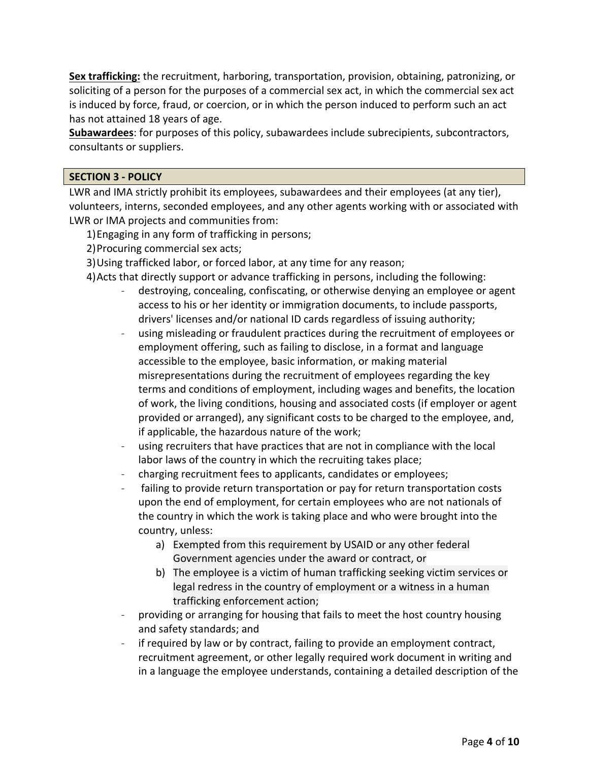**Sex trafficking:** the recruitment, harboring, transportation, provision, obtaining, patronizing, or soliciting of a person for the purposes of a commercial sex act, in which the commercial sex act is induced by force, fraud, or coercion, or in which the person induced to perform such an act has not attained 18 years of age.

**Subawardees**: for purposes of this policy, subawardees include subrecipients, subcontractors, consultants or suppliers.

## SECTION 3 - POLICY

LWR and IMA strictly prohibit its employees, subawardees and their employees (at any tier), volunteers, interns, seconded employees, and any other agents working with or associated with LWR or IMA projects and communities from:

1) Engaging in any form of trafficking in persons;
2) Procuring commercial sex acts;
3) Using trafficked labor, or forced labor, at any time for any reason;
4) Acts that directly support or advance trafficking in persons, including the following:
    - destroying, concealing, confiscating, or otherwise denying an employee or agent access to his or her identity or immigration documents, to include passports, drivers' licenses and/or national ID cards regardless of issuing authority;
    - using misleading or fraudulent practices during the recruitment of employees or employment offering, such as failing to disclose, in a format and language accessible to the employee, basic information, or making material misrepresentations during the recruitment of employees regarding the key terms and conditions of employment, including wages and benefits, the location of work, the living conditions, housing and associated costs (if employer or agent provided or arranged), any significant costs to be charged to the employee, and, if applicable, the hazardous nature of the work;
    - using recruiters that have practices that are not in compliance with the local labor laws of the country in which the recruiting takes place;
    - charging recruitment fees to applicants, candidates or employees;
    - failing to provide return transportation or pay for return transportation costs upon the end of employment, for certain employees who are not nationals of the country in which the work is taking place and who were brought into the country, unless:
        a) Exempted from this requirement by USAID or any other federal Government agencies under the award or contract, or
        b) The employee is a victim of human trafficking seeking victim services or legal redress in the country of employment or a witness in a human trafficking enforcement action;
    - providing or arranging for housing that fails to meet the host country housing and safety standards; and
    - if required by law or by contract, failing to provide an employment contract, recruitment agreement, or other legally required work document in writing and in a language the employee understands, containing a detailed description of the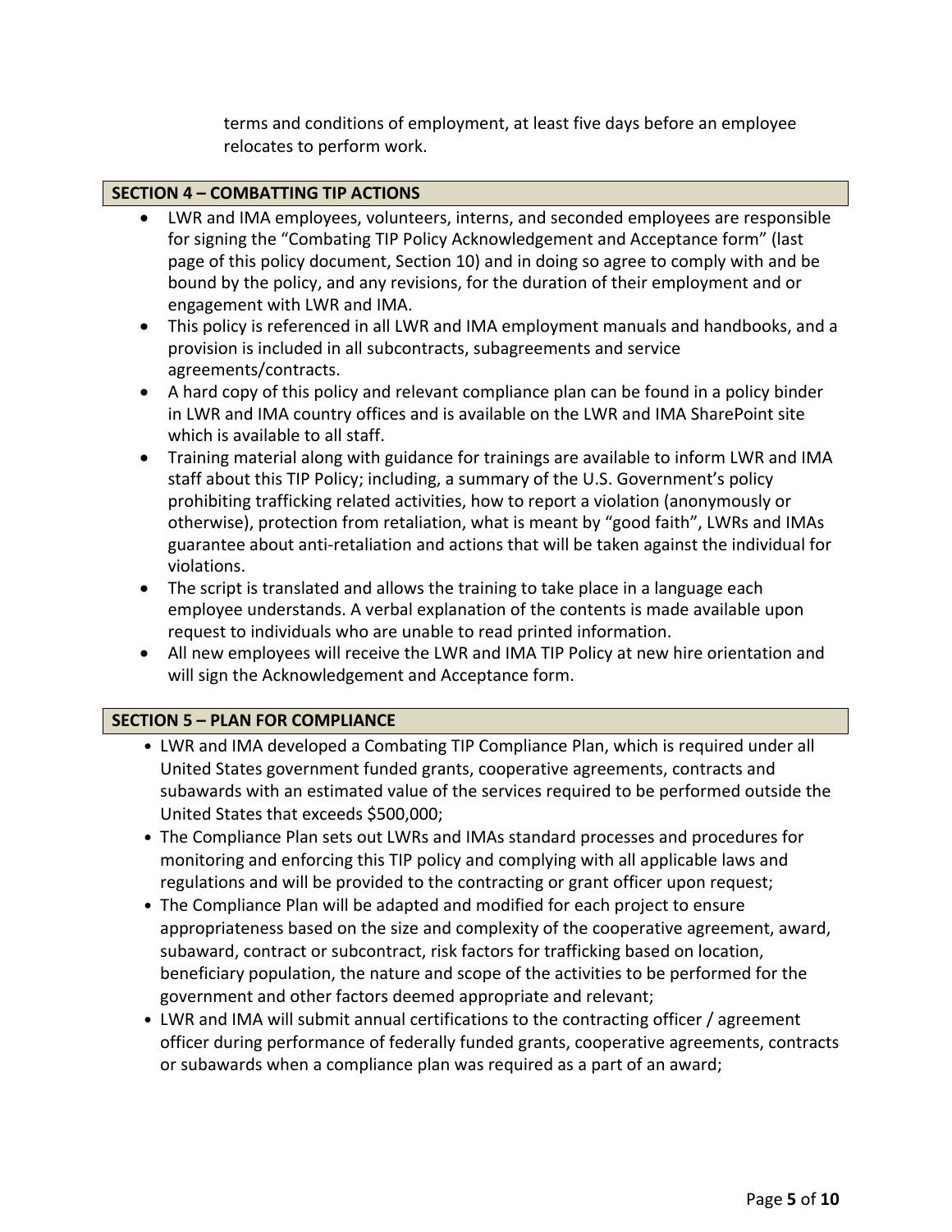terms and conditions of employment, at least five days before an employee relocates to perform work.

## SECTION 4 – COMBATTING TIP ACTIONS

- LWR and IMA employees, volunteers, interns, and seconded employees are responsible for signing the "Combating TIP Policy Acknowledgement and Acceptance form" (last page of this policy document, Section 10) and in doing so agree to comply with and be bound by the policy, and any revisions, for the duration of their employment and or engagement with LWR and IMA.
- This policy is referenced in all LWR and IMA employment manuals and handbooks, and a provision is included in all subcontracts, subagreements and service agreements/contracts.
- A hard copy of this policy and relevant compliance plan can be found in a policy binder in LWR and IMA country offices and is available on the LWR and IMA SharePoint site which is available to all staff.
- Training material along with guidance for trainings are available to inform LWR and IMA staff about this TIP Policy; including, a summary of the U.S. Government's policy prohibiting trafficking related activities, how to report a violation (anonymously or otherwise), protection from retaliation, what is meant by "good faith", LWRs and IMAs guarantee about anti-retaliation and actions that will be taken against the individual for violations.
- The script is translated and allows the training to take place in a language each employee understands. A verbal explanation of the contents is made available upon request to individuals who are unable to read printed information.
- All new employees will receive the LWR and IMA TIP Policy at new hire orientation and will sign the Acknowledgement and Acceptance form.

## SECTION 5 – PLAN FOR COMPLIANCE

- LWR and IMA developed a Combating TIP Compliance Plan, which is required under all United States government funded grants, cooperative agreements, contracts and subawards with an estimated value of the services required to be performed outside the United States that exceeds $500,000;
- The Compliance Plan sets out LWRs and IMAs standard processes and procedures for monitoring and enforcing this TIP policy and complying with all applicable laws and regulations and will be provided to the contracting or grant officer upon request;
- The Compliance Plan will be adapted and modified for each project to ensure appropriateness based on the size and complexity of the cooperative agreement, award, subaward, contract or subcontract, risk factors for trafficking based on location, beneficiary population, the nature and scope of the activities to be performed for the government and other factors deemed appropriate and relevant;
- LWR and IMA will submit annual certifications to the contracting officer / agreement officer during performance of federally funded grants, cooperative agreements, contracts or subawards when a compliance plan was required as a part of an award;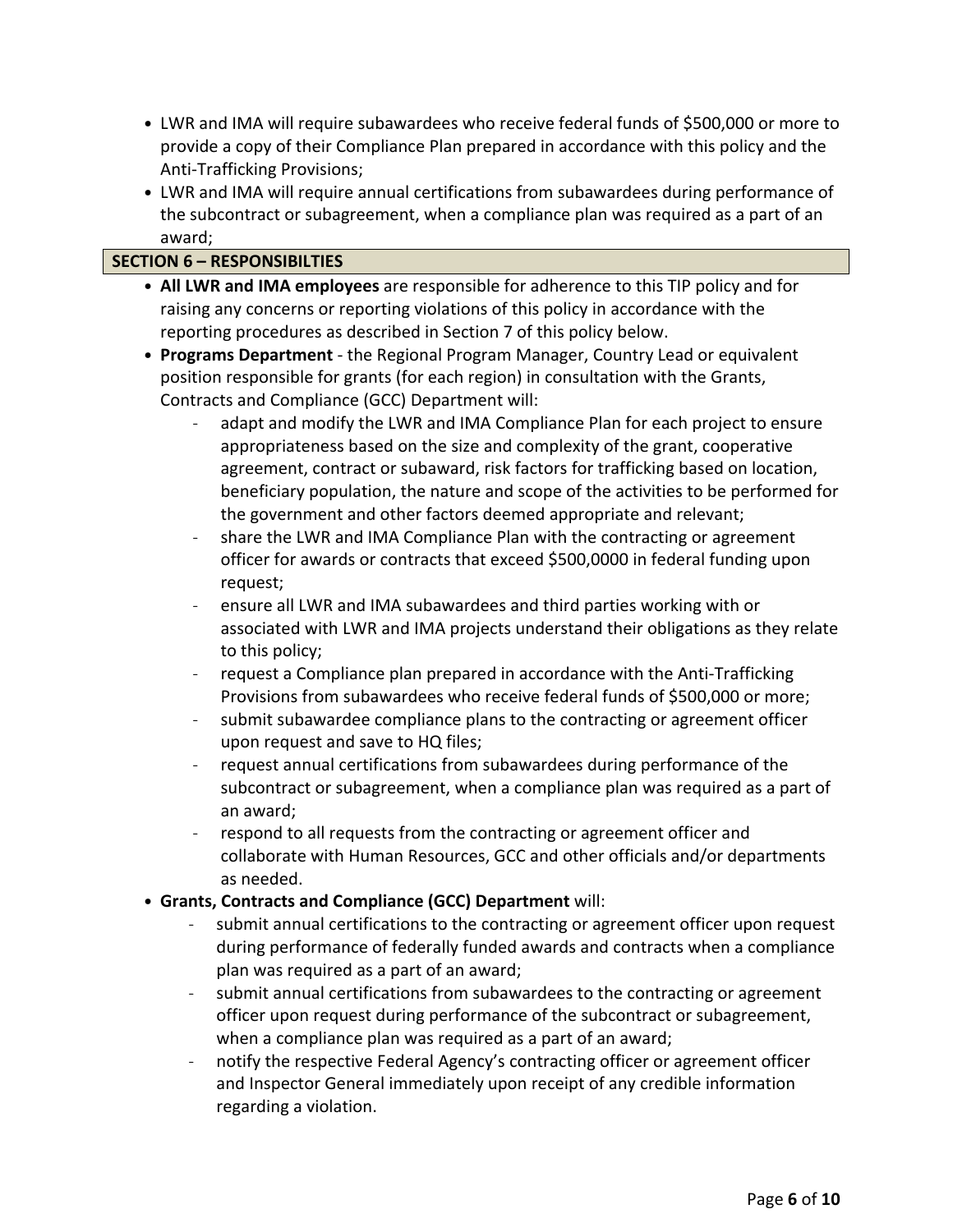- LWR and IMA will require subawardees who receive federal funds of $500,000 or more to provide a copy of their Compliance Plan prepared in accordance with this policy and the Anti-Trafficking Provisions;
- LWR and IMA will require annual certifications from subawardees during performance of the subcontract or subagreement, when a compliance plan was required as a part of an award;

## SECTION 6 – RESPONSIBILTIES

- **All LWR and IMA employees** are responsible for adherence to this TIP policy and for raising any concerns or reporting violations of this policy in accordance with the reporting procedures as described in Section 7 of this policy below.
- **Programs Department** - the Regional Program Manager, Country Lead or equivalent position responsible for grants (for each region) in consultation with the Grants, Contracts and Compliance (GCC) Department will:
  - adapt and modify the LWR and IMA Compliance Plan for each project to ensure appropriateness based on the size and complexity of the grant, cooperative agreement, contract or subaward, risk factors for trafficking based on location, beneficiary population, the nature and scope of the activities to be performed for the government and other factors deemed appropriate and relevant;
  - share the LWR and IMA Compliance Plan with the contracting or agreement officer for awards or contracts that exceed $500,0000 in federal funding upon request;
  - ensure all LWR and IMA subawardees and third parties working with or associated with LWR and IMA projects understand their obligations as they relate to this policy;
  - request a Compliance plan prepared in accordance with the Anti-Trafficking Provisions from subawardees who receive federal funds of $500,000 or more;
  - submit subawardee compliance plans to the contracting or agreement officer upon request and save to HQ files;
  - request annual certifications from subawardees during performance of the subcontract or subagreement, when a compliance plan was required as a part of an award;
  - respond to all requests from the contracting or agreement officer and collaborate with Human Resources, GCC and other officials and/or departments as needed.
- **Grants, Contracts and Compliance (GCC) Department** will:
  - submit annual certifications to the contracting or agreement officer upon request during performance of federally funded awards and contracts when a compliance plan was required as a part of an award;
  - submit annual certifications from subawardees to the contracting or agreement officer upon request during performance of the subcontract or subagreement, when a compliance plan was required as a part of an award;
  - notify the respective Federal Agency's contracting officer or agreement officer and Inspector General immediately upon receipt of any credible information regarding a violation.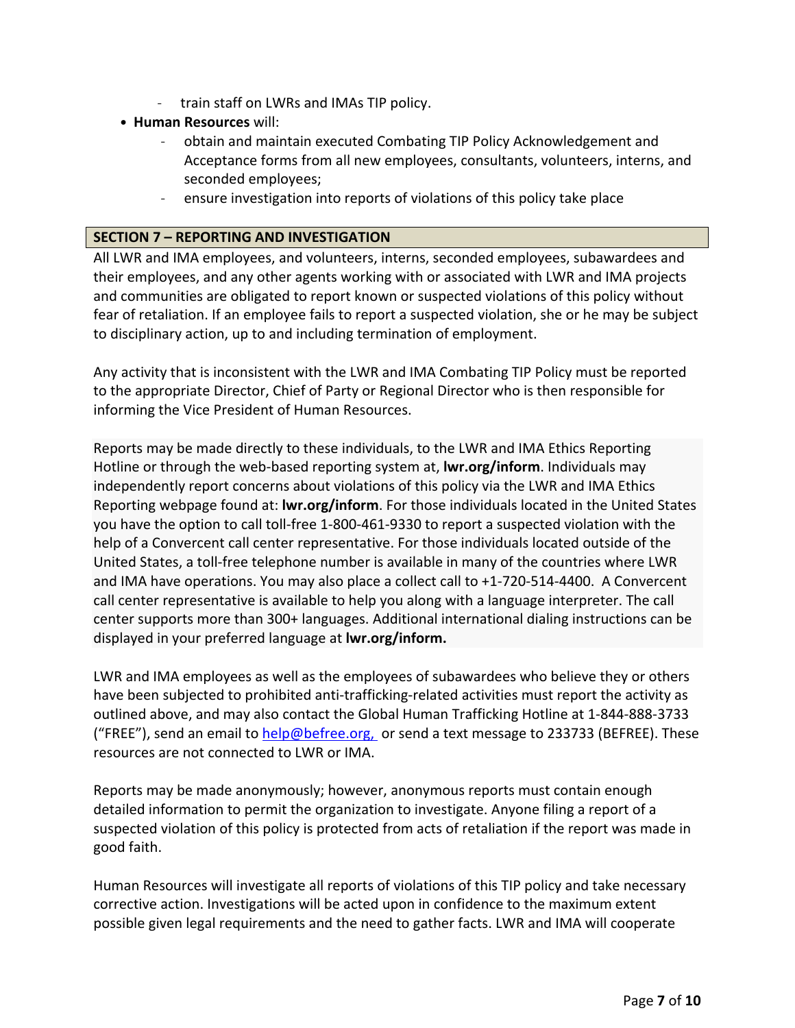- train staff on LWRs and IMAs TIP policy.

- **Human Resources** will:
  - obtain and maintain executed Combating TIP Policy Acknowledgement and Acceptance forms from all new employees, consultants, volunteers, interns, and seconded employees;
  - ensure investigation into reports of violations of this policy take place

## SECTION 7 – REPORTING AND INVESTIGATION

All LWR and IMA employees, and volunteers, interns, seconded employees, subawardees and their employees, and any other agents working with or associated with LWR and IMA projects and communities are obligated to report known or suspected violations of this policy without fear of retaliation. If an employee fails to report a suspected violation, she or he may be subject to disciplinary action, up to and including termination of employment.

Any activity that is inconsistent with the LWR and IMA Combating TIP Policy must be reported to the appropriate Director, Chief of Party or Regional Director who is then responsible for informing the Vice President of Human Resources.

Reports may be made directly to these individuals, to the LWR and IMA Ethics Reporting Hotline or through the web-based reporting system at, **lwr.org/inform**. Individuals may independently report concerns about violations of this policy via the LWR and IMA Ethics Reporting webpage found at: **lwr.org/inform**. For those individuals located in the United States you have the option to call toll-free 1-800-461-9330 to report a suspected violation with the help of a Convercent call center representative. For those individuals located outside of the United States, a toll-free telephone number is available in many of the countries where LWR and IMA have operations. You may also place a collect call to +1-720-514-4400. A Convercent call center representative is available to help you along with a language interpreter. The call center supports more than 300+ languages. Additional international dialing instructions can be displayed in your preferred language at **lwr.org/inform.**

LWR and IMA employees as well as the employees of subawardees who believe they or others have been subjected to prohibited anti-trafficking-related activities must report the activity as outlined above, and may also contact the Global Human Trafficking Hotline at 1-844-888-3733 ("FREE"), send an email to help@befree.org, or send a text message to 233733 (BEFREE). These resources are not connected to LWR or IMA.

Reports may be made anonymously; however, anonymous reports must contain enough detailed information to permit the organization to investigate. Anyone filing a report of a suspected violation of this policy is protected from acts of retaliation if the report was made in good faith.

Human Resources will investigate all reports of violations of this TIP policy and take necessary corrective action. Investigations will be acted upon in confidence to the maximum extent possible given legal requirements and the need to gather facts. LWR and IMA will cooperate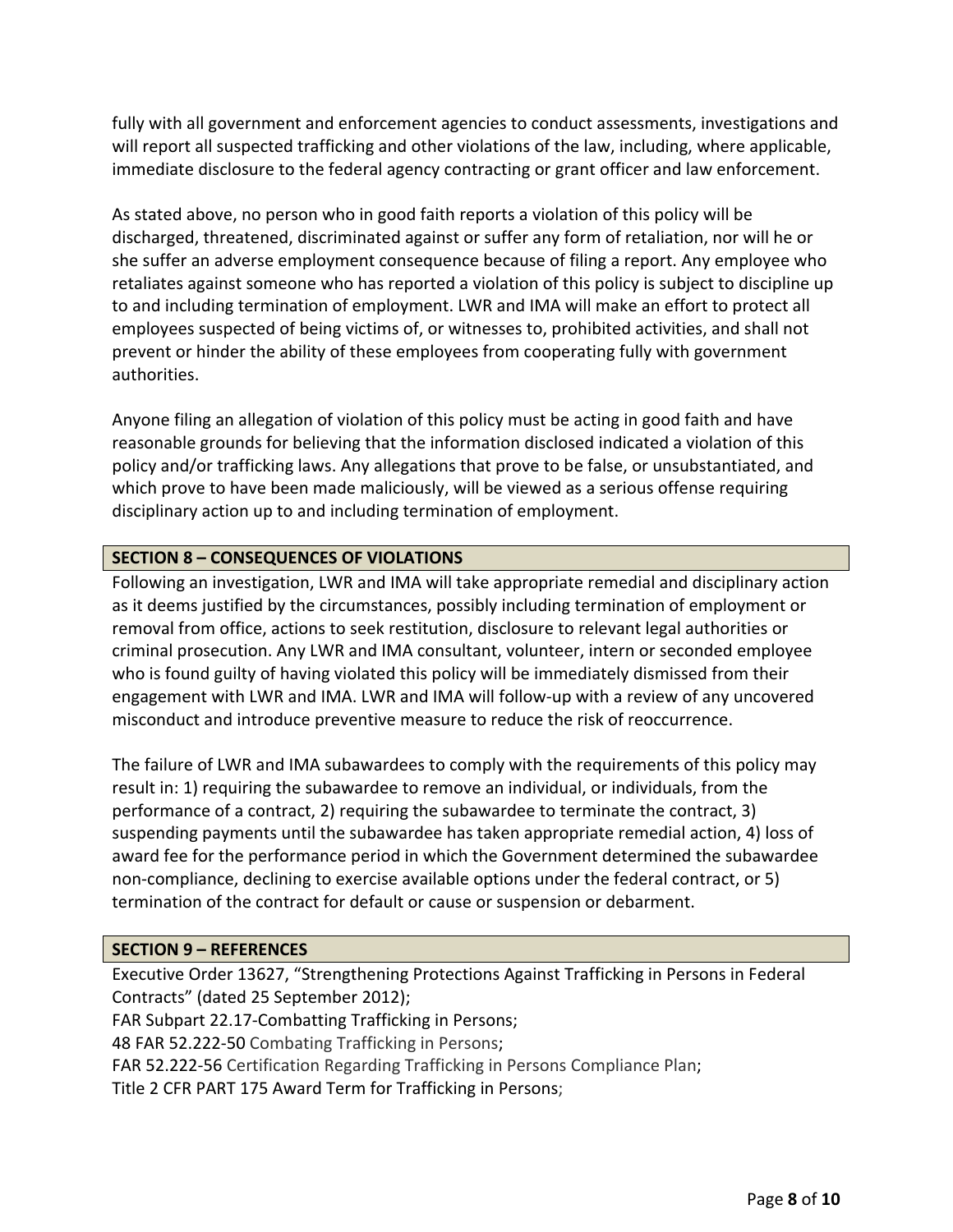fully with all government and enforcement agencies to conduct assessments, investigations and will report all suspected trafficking and other violations of the law, including, where applicable, immediate disclosure to the federal agency contracting or grant officer and law enforcement.

As stated above, no person who in good faith reports a violation of this policy will be discharged, threatened, discriminated against or suffer any form of retaliation, nor will he or she suffer an adverse employment consequence because of filing a report. Any employee who retaliates against someone who has reported a violation of this policy is subject to discipline up to and including termination of employment. LWR and IMA will make an effort to protect all employees suspected of being victims of, or witnesses to, prohibited activities, and shall not prevent or hinder the ability of these employees from cooperating fully with government authorities.

Anyone filing an allegation of violation of this policy must be acting in good faith and have reasonable grounds for believing that the information disclosed indicated a violation of this policy and/or trafficking laws. Any allegations that prove to be false, or unsubstantiated, and which prove to have been made maliciously, will be viewed as a serious offense requiring disciplinary action up to and including termination of employment.

## SECTION 8 – CONSEQUENCES OF VIOLATIONS

Following an investigation, LWR and IMA will take appropriate remedial and disciplinary action as it deems justified by the circumstances, possibly including termination of employment or removal from office, actions to seek restitution, disclosure to relevant legal authorities or criminal prosecution. Any LWR and IMA consultant, volunteer, intern or seconded employee who is found guilty of having violated this policy will be immediately dismissed from their engagement with LWR and IMA. LWR and IMA will follow-up with a review of any uncovered misconduct and introduce preventive measure to reduce the risk of reoccurrence.

The failure of LWR and IMA subawardees to comply with the requirements of this policy may result in: 1) requiring the subawardee to remove an individual, or individuals, from the performance of a contract, 2) requiring the subawardee to terminate the contract, 3) suspending payments until the subawardee has taken appropriate remedial action, 4) loss of award fee for the performance period in which the Government determined the subawardee non-compliance, declining to exercise available options under the federal contract, or 5) termination of the contract for default or cause or suspension or debarment.

## SECTION 9 – REFERENCES

Executive Order 13627, "Strengthening Protections Against Trafficking in Persons in Federal Contracts" (dated 25 September 2012);
FAR Subpart 22.17-Combatting Trafficking in Persons;
48 FAR 52.222-50 Combating Trafficking in Persons;
FAR 52.222-56 Certification Regarding Trafficking in Persons Compliance Plan;
Title 2 CFR PART 175 Award Term for Trafficking in Persons;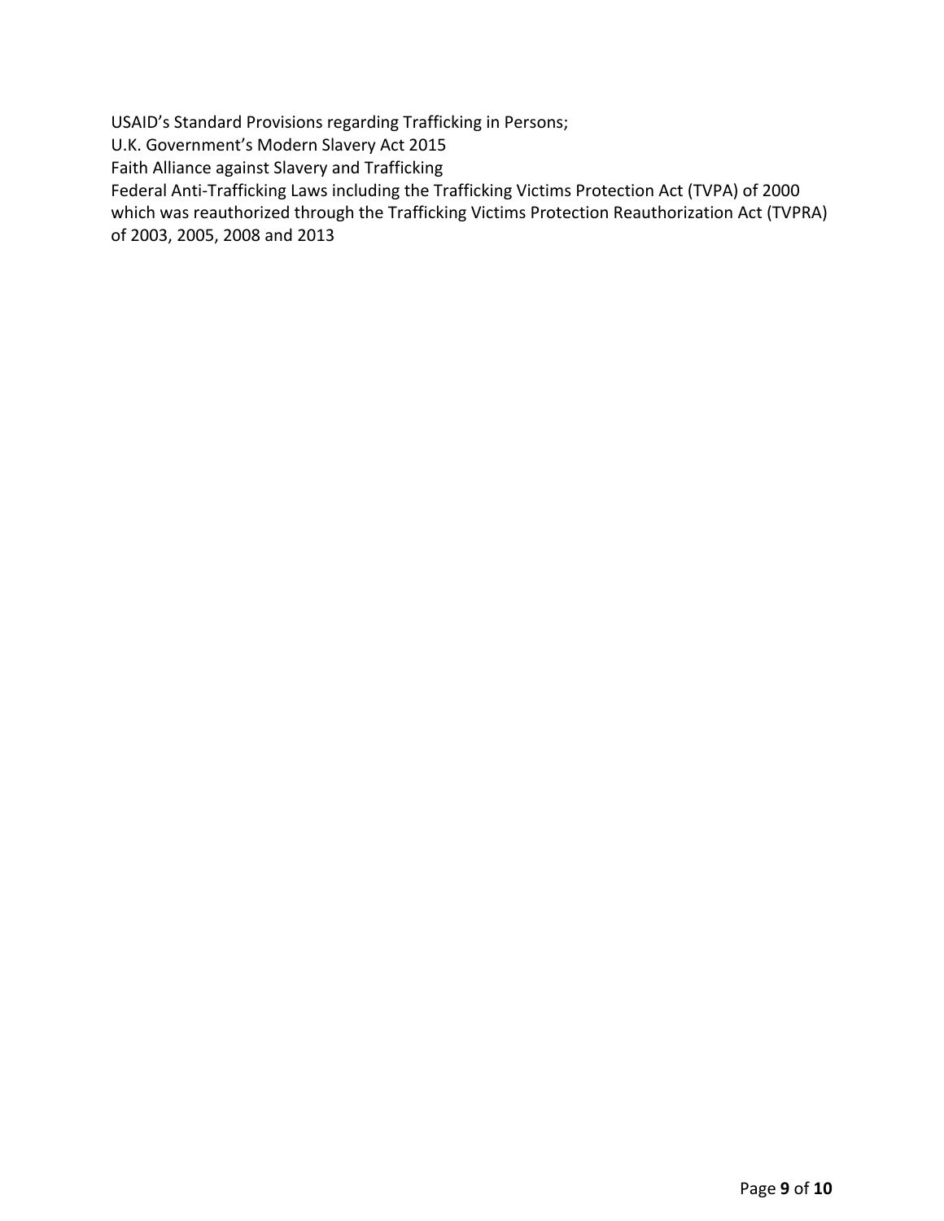USAID's Standard Provisions regarding Trafficking in Persons;
U.K. Government's Modern Slavery Act 2015
Faith Alliance against Slavery and Trafficking
Federal Anti-Trafficking Laws including the Trafficking Victims Protection Act (TVPA) of 2000 which was reauthorized through the Trafficking Victims Protection Reauthorization Act (TVPRA) of 2003, 2005, 2008 and 2013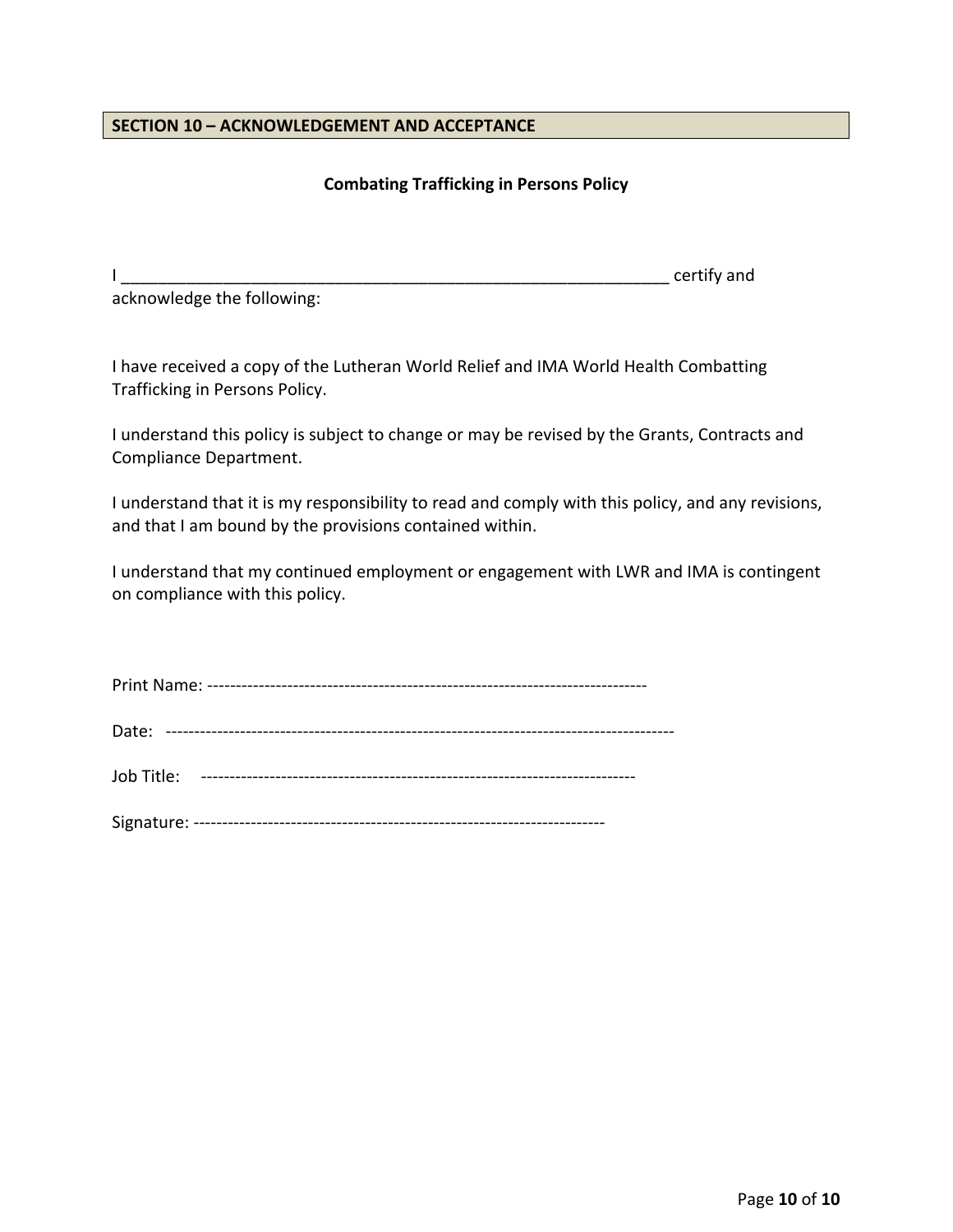## SECTION 10 – ACKNOWLEDGEMENT AND ACCEPTANCE

**Combating Trafficking in Persons Policy**

I ____________________________________________________________ certify and acknowledge the following:

I have received a copy of the Lutheran World Relief and IMA World Health Combatting Trafficking in Persons Policy.

I understand this policy is subject to change or may be revised by the Grants, Contracts and Compliance Department.

I understand that it is my responsibility to read and comply with this policy, and any revisions, and that I am bound by the provisions contained within.

I understand that my continued employment or engagement with LWR and IMA is contingent on compliance with this policy.

Print Name: ---------------------------------------------------------------------------

Date: ----------------------------------------------------------------------------------------

Job Title: ---------------------------------------------------------------------------

Signature: ------------------------------------------------------------------------